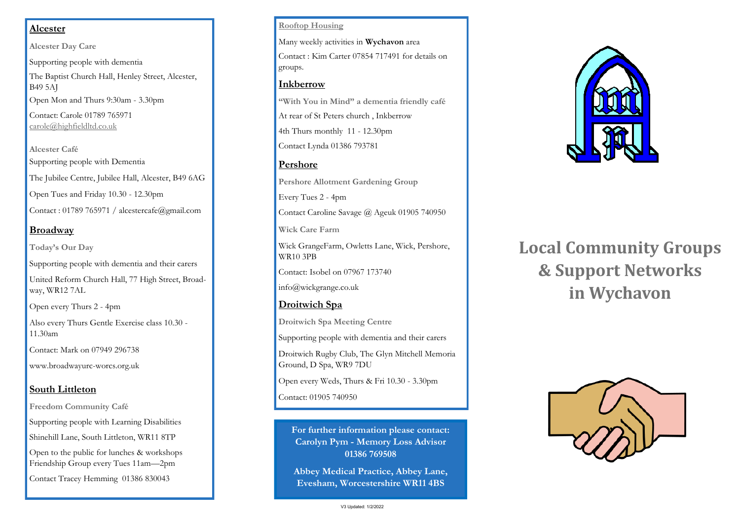## Alcester

**Alcester Day Care**

Supporting people with dementia

The Baptist Church Hall, Henley Street, Alcester, B49 5AJ

Open Mon and Thurs 9:30am - 3.30pm

Contact: Carole 01789 765971
carole@highfieldltd.co.uk

**Alcester Café**

Supporting people with Dementia

The Jubilee Centre, Jubilee Hall, Alcester, B49 6AG

Open Tues and Friday 10.30 - 12.30pm

Contact : 01789 765971 / alcestercafe@gmail.com

## Broadway

**Today's Our Day**

Supporting people with dementia and their carers

United Reform Church Hall, 77 High Street, Broadway, WR12 7AL

Open every Thurs 2 - 4pm

Also every Thurs Gentle Exercise class 10.30 - 11.30am

Contact: Mark on 07949 296738

www.broadwayurc-worcs.org.uk

## South Littleton

**Freedom Community Café**

Supporting people with Learning Disabilities

Shinehill Lane, South Littleton, WR11 8TP

Open to the public for lunches & workshops
Friendship Group every Tues 11am—2pm

Contact Tracey Hemming 01386 830043

**Rooftop Housing**

Many weekly activities in **Wychavon** area

Contact : Kim Carter 07854 717491 for details on groups.

## Inkberrow

**"With You in Mind" a dementia friendly café**

At rear of St Peters church , Inkberrow

4th Thurs monthly 11 - 12.30pm

Contact Lynda 01386 793781

## Pershore

**Pershore Allotment Gardening Group**

Every Tues 2 - 4pm

Contact Caroline Savage @ Ageuk 01905 740950

**Wick Care Farm**

Wick GrangeFarm, Owletts Lane, Wick, Pershore, WR10 3PB

Contact: Isobel on 07967 173740

info@wickgrange.co.uk

## Droitwich Spa

**Droitwich Spa Meeting Centre**

Supporting people with dementia and their carers

Droitwich Rugby Club, The Glyn Mitchell Memoria Ground, D Spa, WR9 7DU

Open every Weds, Thurs & Fri 10.30 - 3.30pm

Contact: 01905 740950

**For further information please contact:**
**Carolyn Pym - Memory Loss Advisor**
**01386 769508**

**Abbey Medical Practice, Abbey Lane, Evesham, Worcestershire WR11 4BS**

V3 Updated: 1/2/2022

# Local Community Groups & Support Networks in Wychavon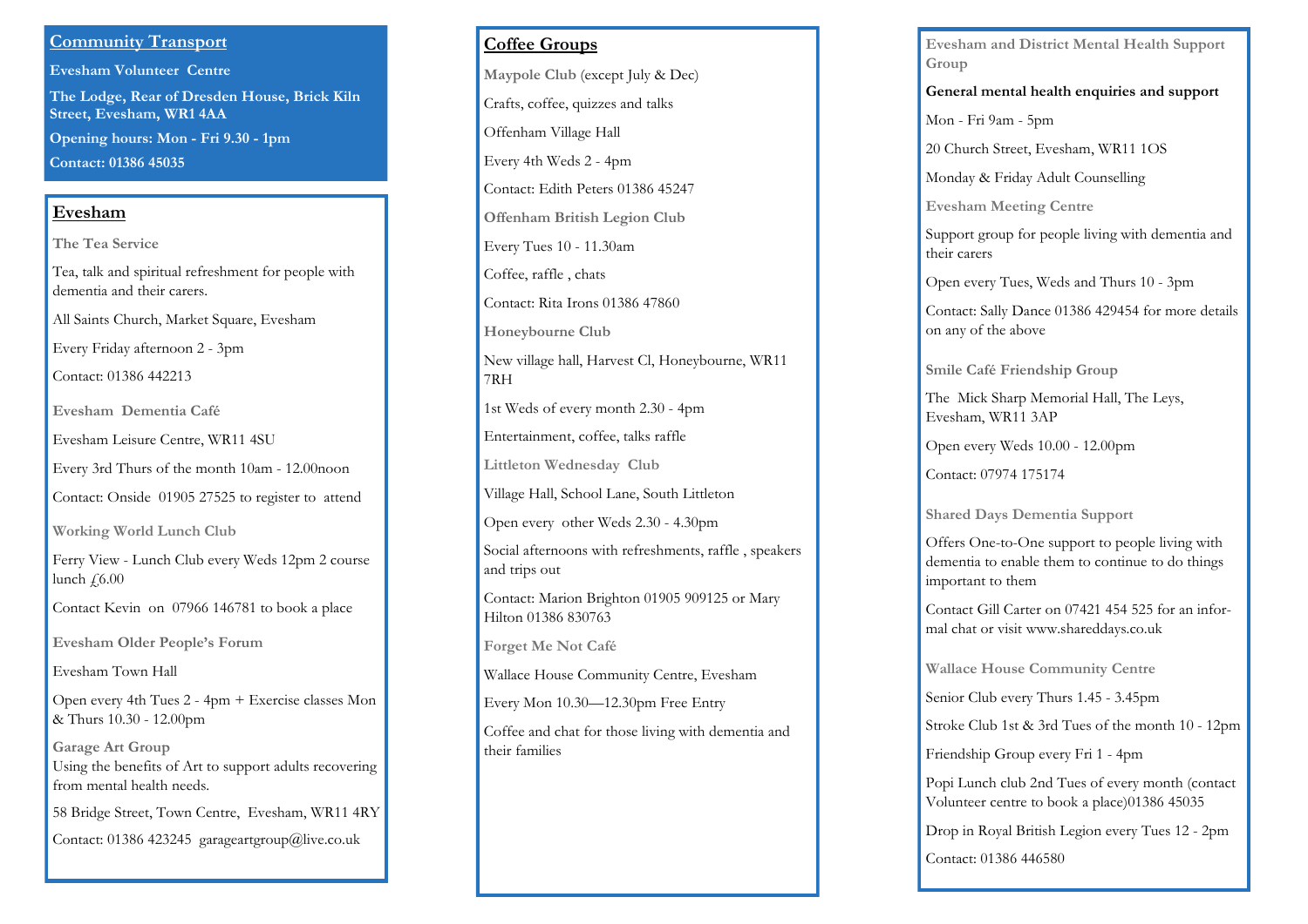## Community Transport

**Evesham Volunteer Centre**

**The Lodge, Rear of Dresden House, Brick Kiln Street, Evesham, WR1 4AA**

**Opening hours: Mon - Fri 9.30 - 1pm**

**Contact: 01386 45035**

## Evesham

**The Tea Service**

Tea, talk and spiritual refreshment for people with dementia and their carers.

All Saints Church, Market Square, Evesham

Every Friday afternoon 2 - 3pm

Contact: 01386 442213

**Evesham Dementia Café**

Evesham Leisure Centre, WR11 4SU

Every 3rd Thurs of the month 10am - 12.00noon

Contact: Onside 01905 27525 to register to attend

**Working World Lunch Club**

Ferry View - Lunch Club every Weds 12pm 2 course lunch £6.00

Contact Kevin on 07966 146781 to book a place

**Evesham Older People's Forum**

Evesham Town Hall

Open every 4th Tues 2 - 4pm + Exercise classes Mon & Thurs 10.30 - 12.00pm

**Garage Art Group**

Using the benefits of Art to support adults recovering from mental health needs.

58 Bridge Street, Town Centre, Evesham, WR11 4RY

Contact: 01386 423245 garageartgroup@live.co.uk

## Coffee Groups

**Maypole Club** (except July & Dec)

Crafts, coffee, quizzes and talks

Offenham Village Hall

Every 4th Weds 2 - 4pm

Contact: Edith Peters 01386 45247

**Offenham British Legion Club**

Every Tues 10 - 11.30am

Coffee, raffle , chats

Contact: Rita Irons 01386 47860

**Honeybourne Club**

New village hall, Harvest Cl, Honeybourne, WR11 7RH

1st Weds of every month 2.30 - 4pm

Entertainment, coffee, talks raffle

**Littleton Wednesday Club**

Village Hall, School Lane, South Littleton

Open every other Weds 2.30 - 4.30pm

Social afternoons with refreshments, raffle , speakers and trips out

Contact: Marion Brighton 01905 909125 or Mary Hilton 01386 830763

**Forget Me Not Café**

Wallace House Community Centre, Evesham

Every Mon 10.30—12.30pm Free Entry

Coffee and chat for those living with dementia and their families

**Evesham and District Mental Health Support Group**

**General mental health enquiries and support**

Mon - Fri 9am - 5pm

20 Church Street, Evesham, WR11 1OS

Monday & Friday Adult Counselling

**Evesham Meeting Centre**

Support group for people living with dementia and their carers

Open every Tues, Weds and Thurs 10 - 3pm

Contact: Sally Dance 01386 429454 for more details on any of the above

**Smile Café Friendship Group**

The Mick Sharp Memorial Hall, The Leys, Evesham, WR11 3AP

Open every Weds 10.00 - 12.00pm

Contact: 07974 175174

**Shared Days Dementia Support**

Offers One-to-One support to people living with dementia to enable them to continue to do things important to them

Contact Gill Carter on 07421 454 525 for an informal chat or visit www.shareddays.co.uk

**Wallace House Community Centre**

Senior Club every Thurs 1.45 - 3.45pm

Stroke Club 1st & 3rd Tues of the month 10 - 12pm

Friendship Group every Fri 1 - 4pm

Popi Lunch club 2nd Tues of every month (contact Volunteer centre to book a place)01386 45035

Drop in Royal British Legion every Tues 12 - 2pm

Contact: 01386 446580